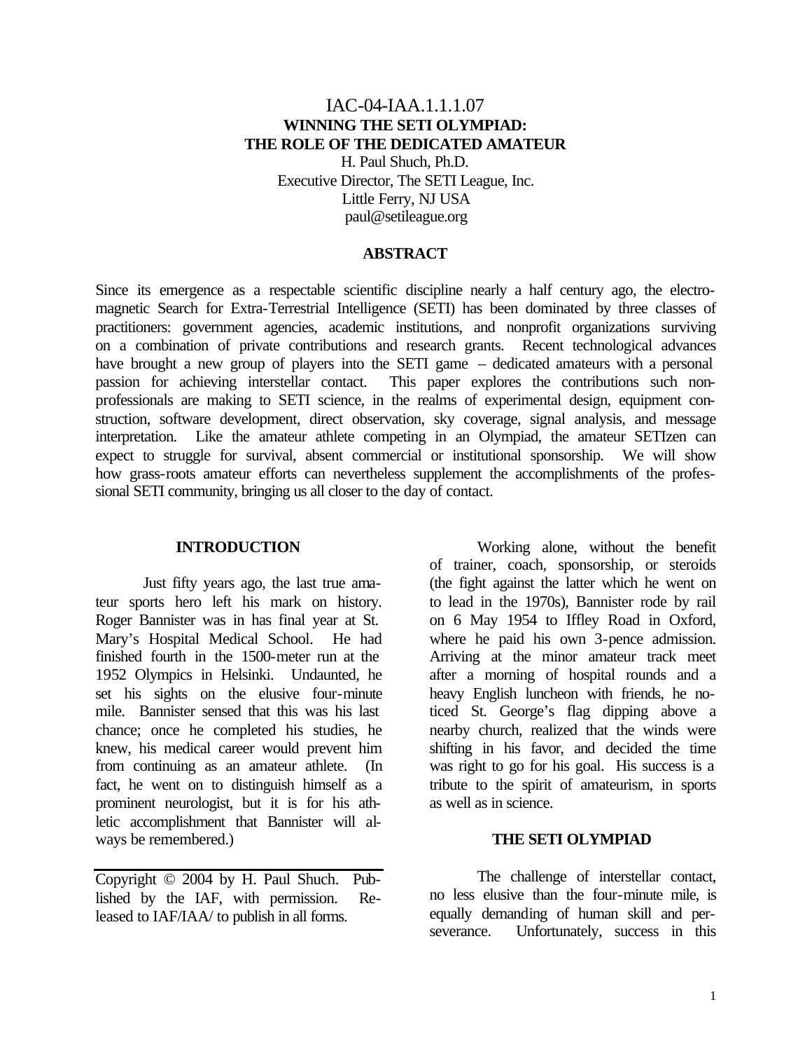# IAC-04-IAA.1.1.1.07

## WINNING THE SETI OLYMPIAD: THE ROLE OF THE DEDICATED AMATEUR

H. Paul Shuch, Ph.D.
Executive Director, The SETI League, Inc.
Little Ferry, NJ USA
paul@setileague.org

### ABSTRACT

Since its emergence as a respectable scientific discipline nearly a half century ago, the electromagnetic Search for Extra-Terrestrial Intelligence (SETI) has been dominated by three classes of practitioners: government agencies, academic institutions, and nonprofit organizations surviving on a combination of private contributions and research grants. Recent technological advances have brought a new group of players into the SETI game – dedicated amateurs with a personal passion for achieving interstellar contact. This paper explores the contributions such non-professionals are making to SETI science, in the realms of experimental design, equipment construction, software development, direct observation, sky coverage, signal analysis, and message interpretation. Like the amateur athlete competing in an Olympiad, the amateur SETIzen can expect to struggle for survival, absent commercial or institutional sponsorship. We will show how grass-roots amateur efforts can nevertheless supplement the accomplishments of the professional SETI community, bringing us all closer to the day of contact.

### INTRODUCTION

Just fifty years ago, the last true amateur sports hero left his mark on history. Roger Bannister was in has final year at St. Mary's Hospital Medical School. He had finished fourth in the 1500-meter run at the 1952 Olympics in Helsinki. Undaunted, he set his sights on the elusive four-minute mile. Bannister sensed that this was his last chance; once he completed his studies, he knew, his medical career would prevent him from continuing as an amateur athlete. (In fact, he went on to distinguish himself as a prominent neurologist, but it is for his athletic accomplishment that Bannister will always be remembered.)

Working alone, without the benefit of trainer, coach, sponsorship, or steroids (the fight against the latter which he went on to lead in the 1970s), Bannister rode by rail on 6 May 1954 to Iffley Road in Oxford, where he paid his own 3-pence admission. Arriving at the minor amateur track meet after a morning of hospital rounds and a heavy English luncheon with friends, he noticed St. George's flag dipping above a nearby church, realized that the winds were shifting in his favor, and decided the time was right to go for his goal. His success is a tribute to the spirit of amateurism, in sports as well as in science.

### THE SETI OLYMPIAD

The challenge of interstellar contact, no less elusive than the four-minute mile, is equally demanding of human skill and perseverance. Unfortunately, success in this

Copyright © 2004 by H. Paul Shuch. Published by the IAF, with permission. Released to IAF/IAA/ to publish in all forms.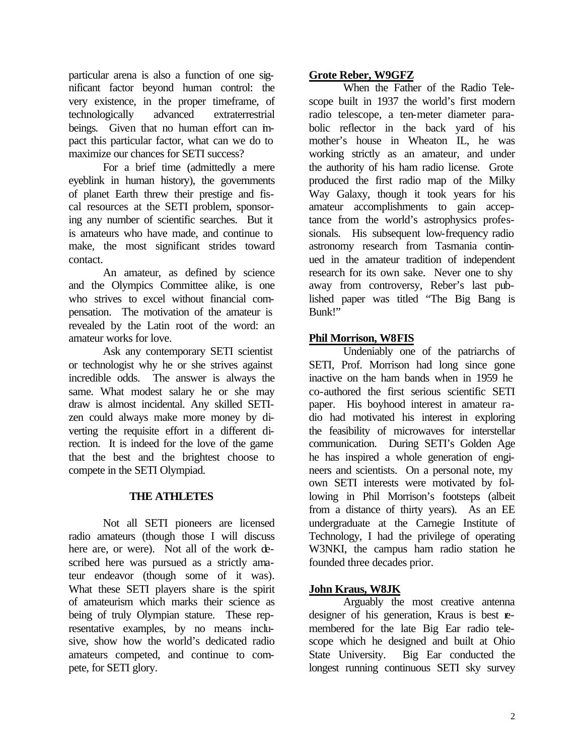particular arena is also a function of one significant factor beyond human control: the very existence, in the proper timeframe, of technologically advanced extraterrestrial beings. Given that no human effort can impact this particular factor, what can we do to maximize our chances for SETI success?

For a brief time (admittedly a mere eyeblink in human history), the governments of planet Earth threw their prestige and fiscal resources at the SETI problem, sponsoring any number of scientific searches. But it is amateurs who have made, and continue to make, the most significant strides toward contact.

An amateur, as defined by science and the Olympics Committee alike, is one who strives to excel without financial compensation. The motivation of the amateur is revealed by the Latin root of the word: an amateur works for love.

Ask any contemporary SETI scientist or technologist why he or she strives against incredible odds. The answer is always the same. What modest salary he or she may draw is almost incidental. Any skilled SETI-zen could always make more money by diverting the requisite effort in a different direction. It is indeed for the love of the game that the best and the brightest choose to compete in the SETI Olympiad.

## THE ATHLETES

Not all SETI pioneers are licensed radio amateurs (though those I will discuss here are, or were). Not all of the work described here was pursued as a strictly amateur endeavor (though some of it was). What these SETI players share is the spirit of amateurism which marks their science as being of truly Olympian stature. These representative examples, by no means inclusive, show how the world's dedicated radio amateurs competed, and continue to compete, for SETI glory.

### Grote Reber, W9GFZ

When the Father of the Radio Telescope built in 1937 the world's first modern radio telescope, a ten-meter diameter parabolic reflector in the back yard of his mother's house in Wheaton IL, he was working strictly as an amateur, and under the authority of his ham radio license. Grote produced the first radio map of the Milky Way Galaxy, though it took years for his amateur accomplishments to gain acceptance from the world's astrophysics professionals. His subsequent low-frequency radio astronomy research from Tasmania continued in the amateur tradition of independent research for its own sake. Never one to shy away from controversy, Reber's last published paper was titled "The Big Bang is Bunk!"

### Phil Morrison, W8FIS

Undeniably one of the patriarchs of SETI, Prof. Morrison had long since gone inactive on the ham bands when in 1959 he co-authored the first serious scientific SETI paper. His boyhood interest in amateur radio had motivated his interest in exploring the feasibility of microwaves for interstellar communication. During SETI's Golden Age he has inspired a whole generation of engineers and scientists. On a personal note, my own SETI interests were motivated by following in Phil Morrison's footsteps (albeit from a distance of thirty years). As an EE undergraduate at the Carnegie Institute of Technology, I had the privilege of operating W3NKI, the campus ham radio station he founded three decades prior.

### John Kraus, W8JK

Arguably the most creative antenna designer of his generation, Kraus is best remembered for the late Big Ear radio telescope which he designed and built at Ohio State University. Big Ear conducted the longest running continuous SETI sky survey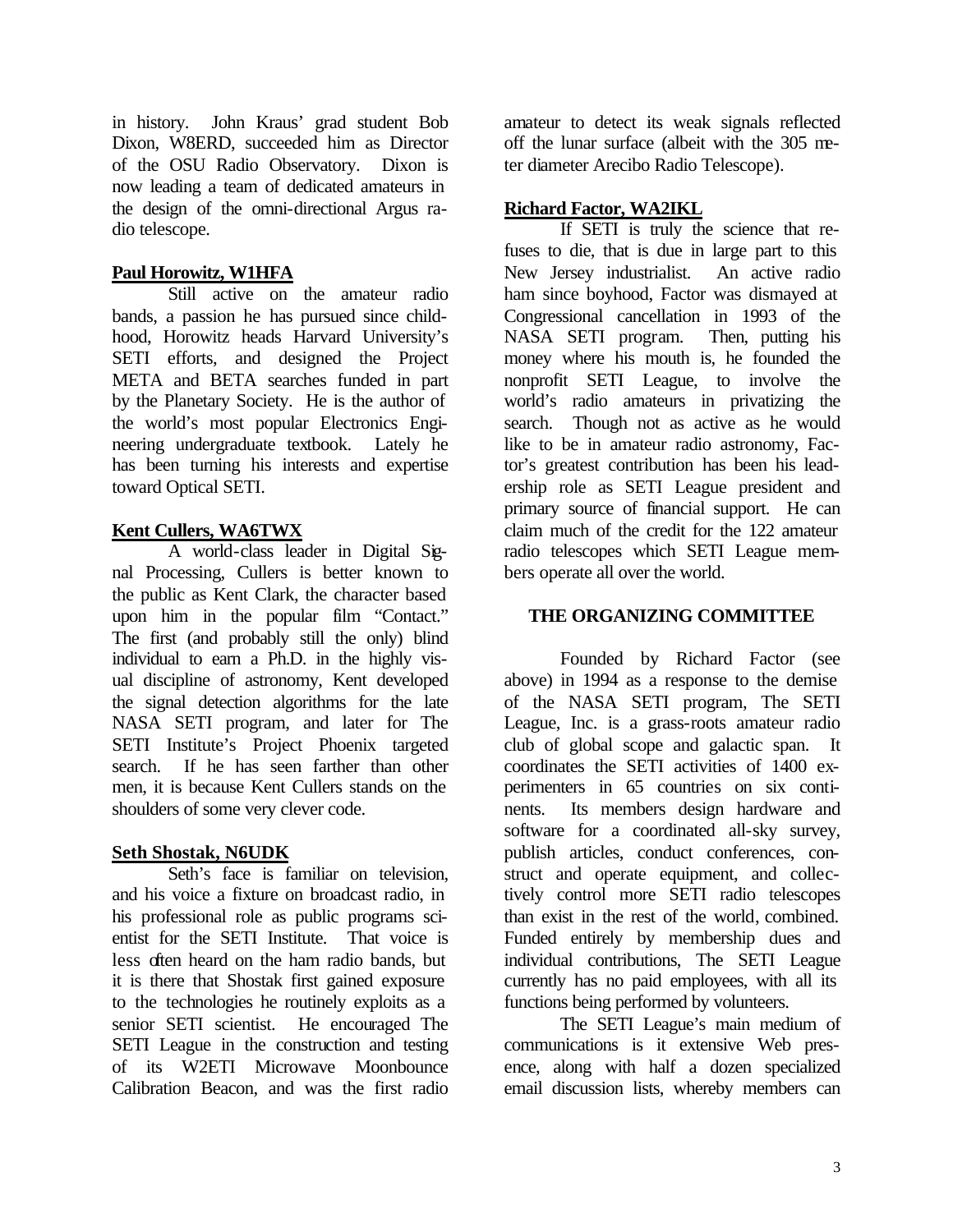in history. John Kraus' grad student Bob Dixon, W8ERD, succeeded him as Director of the OSU Radio Observatory. Dixon is now leading a team of dedicated amateurs in the design of the omni-directional Argus radio telescope.

**Paul Horowitz, W1HFA**

Still active on the amateur radio bands, a passion he has pursued since childhood, Horowitz heads Harvard University's SETI efforts, and designed the Project META and BETA searches funded in part by the Planetary Society. He is the author of the world's most popular Electronics Engineering undergraduate textbook. Lately he has been turning his interests and expertise toward Optical SETI.

**Kent Cullers, WA6TWX**

A world-class leader in Digital Signal Processing, Cullers is better known to the public as Kent Clark, the character based upon him in the popular film "Contact." The first (and probably still the only) blind individual to earn a Ph.D. in the highly visual discipline of astronomy, Kent developed the signal detection algorithms for the late NASA SETI program, and later for The SETI Institute's Project Phoenix targeted search. If he has seen farther than other men, it is because Kent Cullers stands on the shoulders of some very clever code.

**Seth Shostak, N6UDK**

Seth's face is familiar on television, and his voice a fixture on broadcast radio, in his professional role as public programs scientist for the SETI Institute. That voice is less often heard on the ham radio bands, but it is there that Shostak first gained exposure to the technologies he routinely exploits as a senior SETI scientist. He encouraged The SETI League in the construction and testing of its W2ETI Microwave Moonbounce Calibration Beacon, and was the first radio amateur to detect its weak signals reflected off the lunar surface (albeit with the 305 meter diameter Arecibo Radio Telescope).

**Richard Factor, WA2IKL**

If SETI is truly the science that refuses to die, that is due in large part to this New Jersey industrialist. An active radio ham since boyhood, Factor was dismayed at Congressional cancellation in 1993 of the NASA SETI program. Then, putting his money where his mouth is, he founded the nonprofit SETI League, to involve the world's radio amateurs in privatizing the search. Though not as active as he would like to be in amateur radio astronomy, Factor's greatest contribution has been his leadership role as SETI League president and primary source of financial support. He can claim much of the credit for the 122 amateur radio telescopes which SETI League members operate all over the world.

## THE ORGANIZING COMMITTEE

Founded by Richard Factor (see above) in 1994 as a response to the demise of the NASA SETI program, The SETI League, Inc. is a grass-roots amateur radio club of global scope and galactic span. It coordinates the SETI activities of 1400 experimenters in 65 countries on six continents. Its members design hardware and software for a coordinated all-sky survey, publish articles, conduct conferences, construct and operate equipment, and collectively control more SETI radio telescopes than exist in the rest of the world, combined. Funded entirely by membership dues and individual contributions, The SETI League currently has no paid employees, with all its functions being performed by volunteers.

The SETI League's main medium of communications is it extensive Web presence, along with half a dozen specialized email discussion lists, whereby members can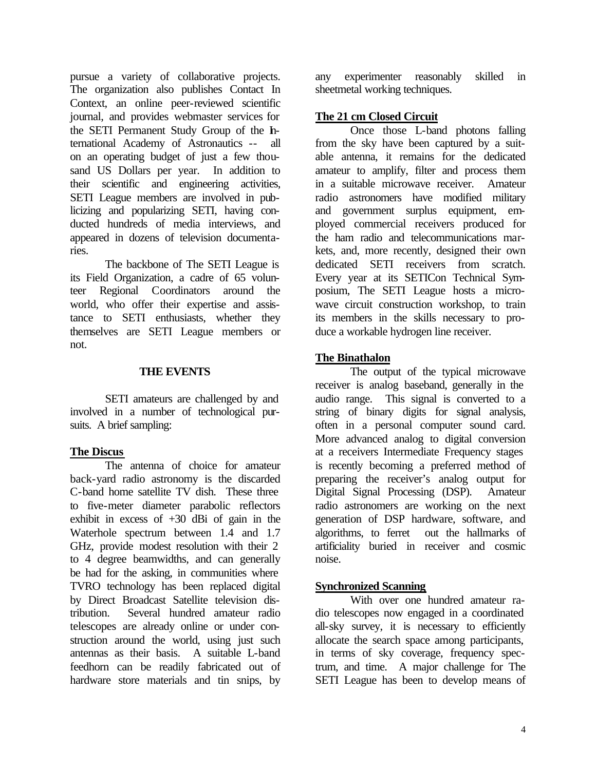pursue a variety of collaborative projects. The organization also publishes Contact In Context, an online peer-reviewed scientific journal, and provides webmaster services for the SETI Permanent Study Group of the International Academy of Astronautics -- all on an operating budget of just a few thousand US Dollars per year. In addition to their scientific and engineering activities, SETI League members are involved in publicizing and popularizing SETI, having conducted hundreds of media interviews, and appeared in dozens of television documentaries.

The backbone of The SETI League is its Field Organization, a cadre of 65 volunteer Regional Coordinators around the world, who offer their expertise and assistance to SETI enthusiasts, whether they themselves are SETI League members or not.

## THE EVENTS

SETI amateurs are challenged by and involved in a number of technological pursuits. A brief sampling:

### The Discus

The antenna of choice for amateur back-yard radio astronomy is the discarded C-band home satellite TV dish. These three to five-meter diameter parabolic reflectors exhibit in excess of +30 dBi of gain in the Waterhole spectrum between 1.4 and 1.7 GHz, provide modest resolution with their 2 to 4 degree beamwidths, and can generally be had for the asking, in communities where TVRO technology has been replaced digital by Direct Broadcast Satellite television distribution. Several hundred amateur radio telescopes are already online or under construction around the world, using just such antennas as their basis. A suitable L-band feedhorn can be readily fabricated out of hardware store materials and tin snips, by any experimenter reasonably skilled in sheetmetal working techniques.

### The 21 cm Closed Circuit

Once those L-band photons falling from the sky have been captured by a suitable antenna, it remains for the dedicated amateur to amplify, filter and process them in a suitable microwave receiver. Amateur radio astronomers have modified military and government surplus equipment, employed commercial receivers produced for the ham radio and telecommunications markets, and, more recently, designed their own dedicated SETI receivers from scratch. Every year at its SETICon Technical Symposium, The SETI League hosts a microwave circuit construction workshop, to train its members in the skills necessary to produce a workable hydrogen line receiver.

### The Binathalon

The output of the typical microwave receiver is analog baseband, generally in the audio range. This signal is converted to a string of binary digits for signal analysis, often in a personal computer sound card. More advanced analog to digital conversion at a receivers Intermediate Frequency stages is recently becoming a preferred method of preparing the receiver's analog output for Digital Signal Processing (DSP). Amateur radio astronomers are working on the next generation of DSP hardware, software, and algorithms, to ferret out the hallmarks of artificiality buried in receiver and cosmic noise.

### Synchronized Scanning

With over one hundred amateur radio telescopes now engaged in a coordinated all-sky survey, it is necessary to efficiently allocate the search space among participants, in terms of sky coverage, frequency spectrum, and time. A major challenge for The SETI League has been to develop means of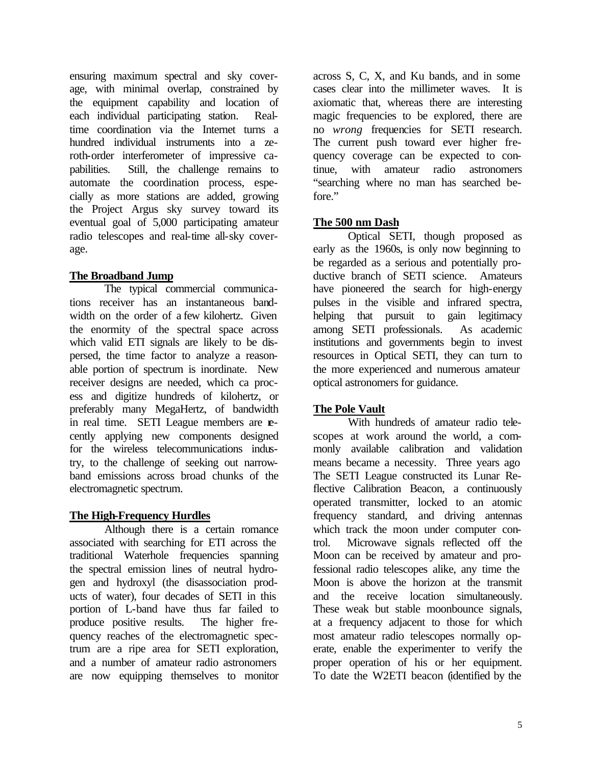ensuring maximum spectral and sky coverage, with minimal overlap, constrained by the equipment capability and location of each individual participating station. Real-time coordination via the Internet turns a hundred individual instruments into a zeroth-order interferometer of impressive capabilities. Still, the challenge remains to automate the coordination process, especially as more stations are added, growing the Project Argus sky survey toward its eventual goal of 5,000 participating amateur radio telescopes and real-time all-sky coverage.

**The Broadband Jump**

The typical commercial communications receiver has an instantaneous bandwidth on the order of a few kilohertz. Given the enormity of the spectral space across which valid ETI signals are likely to be dispersed, the time factor to analyze a reasonable portion of spectrum is inordinate. New receiver designs are needed, which ca process and digitize hundreds of kilohertz, or preferably many MegaHertz, of bandwidth in real time. SETI League members are recently applying new components designed for the wireless telecommunications industry, to the challenge of seeking out narrowband emissions across broad chunks of the electromagnetic spectrum.

**The High-Frequency Hurdles**

Although there is a certain romance associated with searching for ETI across the traditional Waterhole frequencies spanning the spectral emission lines of neutral hydrogen and hydroxyl (the disassociation products of water), four decades of SETI in this portion of L-band have thus far failed to produce positive results. The higher frequency reaches of the electromagnetic spectrum are a ripe area for SETI exploration, and a number of amateur radio astronomers are now equipping themselves to monitor across S, C, X, and Ku bands, and in some cases clear into the millimeter waves. It is axiomatic that, whereas there are interesting magic frequencies to be explored, there are no *wrong* frequencies for SETI research. The current push toward ever higher frequency coverage can be expected to continue, with amateur radio astronomers "searching where no man has searched before."

**The 500 nm Dash**

Optical SETI, though proposed as early as the 1960s, is only now beginning to be regarded as a serious and potentially productive branch of SETI science. Amateurs have pioneered the search for high-energy pulses in the visible and infrared spectra, helping that pursuit to gain legitimacy among SETI professionals. As academic institutions and governments begin to invest resources in Optical SETI, they can turn to the more experienced and numerous amateur optical astronomers for guidance.

**The Pole Vault**

With hundreds of amateur radio telescopes at work around the world, a commonly available calibration and validation means became a necessity. Three years ago The SETI League constructed its Lunar Reflective Calibration Beacon, a continuously operated transmitter, locked to an atomic frequency standard, and driving antennas which track the moon under computer control. Microwave signals reflected off the Moon can be received by amateur and professional radio telescopes alike, any time the Moon is above the horizon at the transmit and the receive location simultaneously. These weak but stable moonbounce signals, at a frequency adjacent to those for which most amateur radio telescopes normally operate, enable the experimenter to verify the proper operation of his or her equipment. To date the W2ETI beacon (identified by the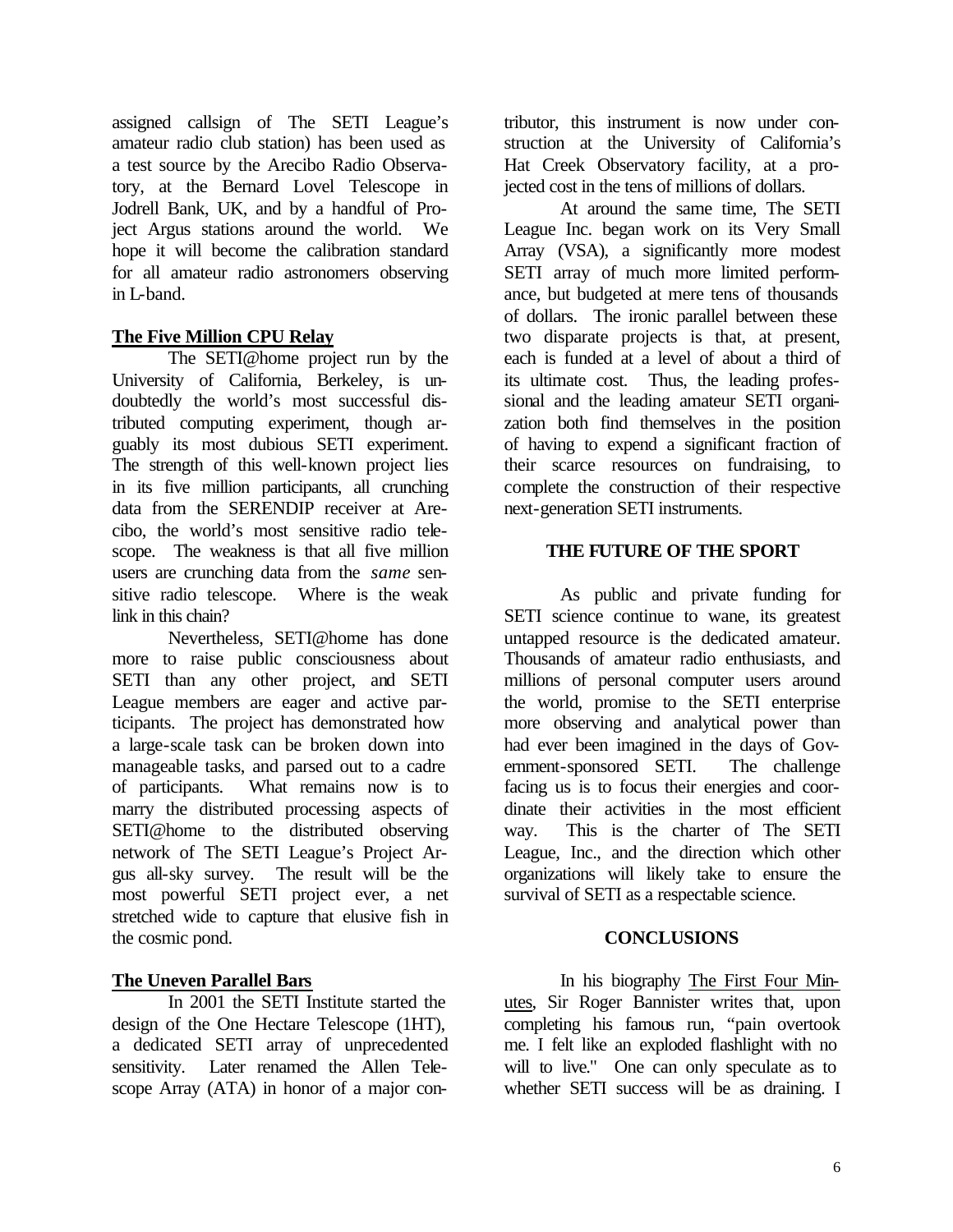assigned callsign of The SETI League's amateur radio club station) has been used as a test source by the Arecibo Radio Observatory, at the Bernard Lovel Telescope in Jodrell Bank, UK, and by a handful of Project Argus stations around the world. We hope it will become the calibration standard for all amateur radio astronomers observing in L-band.

**The Five Million CPU Relay**

The SETI@home project run by the University of California, Berkeley, is undoubtedly the world's most successful distributed computing experiment, though arguably its most dubious SETI experiment. The strength of this well-known project lies in its five million participants, all crunching data from the SERENDIP receiver at Arecibo, the world's most sensitive radio telescope. The weakness is that all five million users are crunching data from the *same* sensitive radio telescope. Where is the weak link in this chain?

Nevertheless, SETI@home has done more to raise public consciousness about SETI than any other project, and SETI League members are eager and active participants. The project has demonstrated how a large-scale task can be broken down into manageable tasks, and parsed out to a cadre of participants. What remains now is to marry the distributed processing aspects of SETI@home to the distributed observing network of The SETI League's Project Argus all-sky survey. The result will be the most powerful SETI project ever, a net stretched wide to capture that elusive fish in the cosmic pond.

**The Uneven Parallel Bars**

In 2001 the SETI Institute started the design of the One Hectare Telescope (1HT), a dedicated SETI array of unprecedented sensitivity. Later renamed the Allen Telescope Array (ATA) in honor of a major contributor, this instrument is now under construction at the University of California's Hat Creek Observatory facility, at a projected cost in the tens of millions of dollars.

At around the same time, The SETI League Inc. began work on its Very Small Array (VSA), a significantly more modest SETI array of much more limited performance, but budgeted at mere tens of thousands of dollars. The ironic parallel between these two disparate projects is that, at present, each is funded at a level of about a third of its ultimate cost. Thus, the leading professional and the leading amateur SETI organization both find themselves in the position of having to expend a significant fraction of their scarce resources on fundraising, to complete the construction of their respective next-generation SETI instruments.

## THE FUTURE OF THE SPORT

As public and private funding for SETI science continue to wane, its greatest untapped resource is the dedicated amateur. Thousands of amateur radio enthusiasts, and millions of personal computer users around the world, promise to the SETI enterprise more observing and analytical power than had ever been imagined in the days of Government-sponsored SETI. The challenge facing us is to focus their energies and coordinate their activities in the most efficient way. This is the charter of The SETI League, Inc., and the direction which other organizations will likely take to ensure the survival of SETI as a respectable science.

## CONCLUSIONS

In his biography The First Four Minutes, Sir Roger Bannister writes that, upon completing his famous run, "pain overtook me. I felt like an exploded flashlight with no will to live." One can only speculate as to whether SETI success will be as draining. I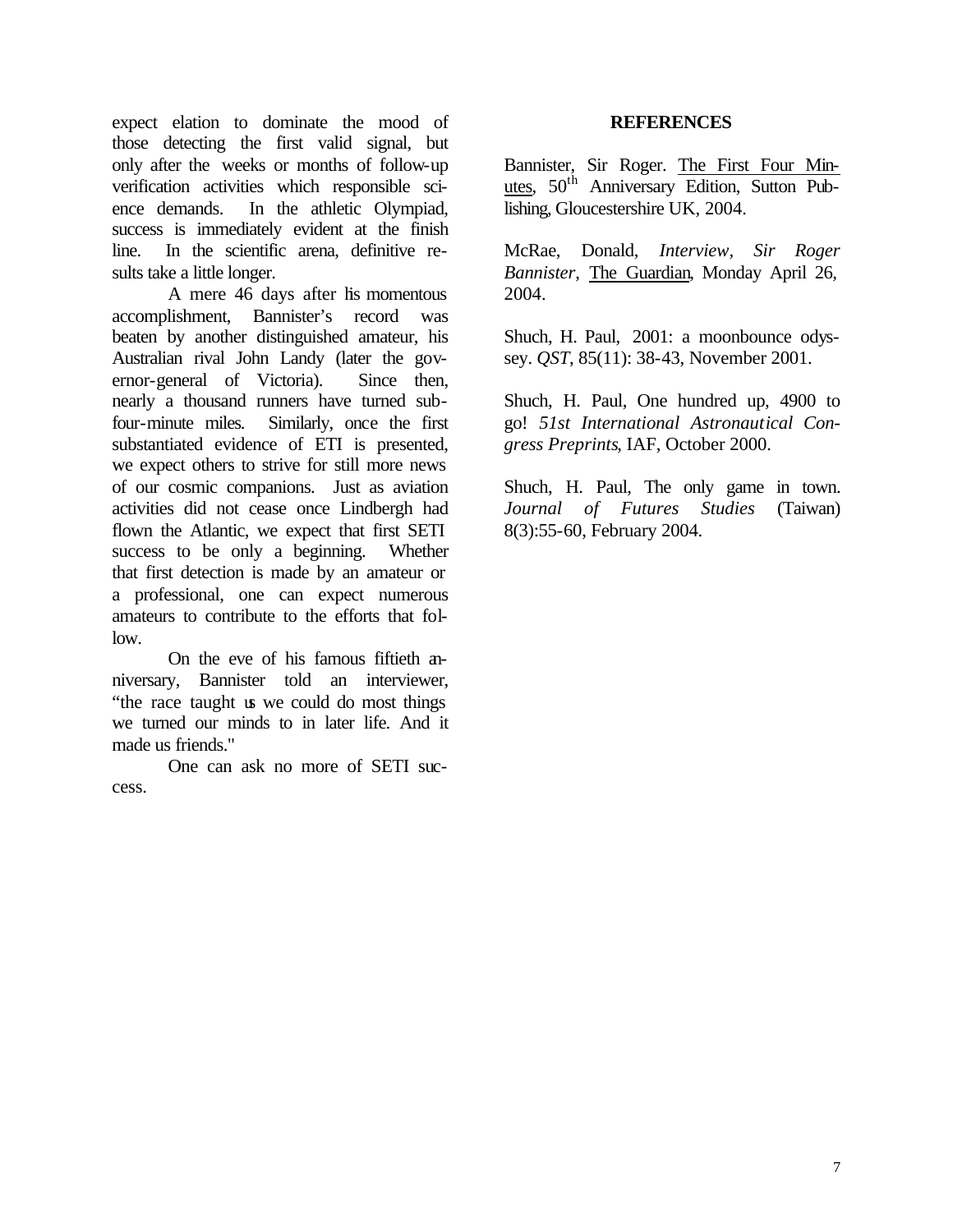expect elation to dominate the mood of those detecting the first valid signal, but only after the weeks or months of follow-up verification activities which responsible science demands. In the athletic Olympiad, success is immediately evident at the finish line. In the scientific arena, definitive results take a little longer.

A mere 46 days after his momentous accomplishment, Bannister's record was beaten by another distinguished amateur, his Australian rival John Landy (later the governor-general of Victoria). Since then, nearly a thousand runners have turned sub-four-minute miles. Similarly, once the first substantiated evidence of ETI is presented, we expect others to strive for still more news of our cosmic companions. Just as aviation activities did not cease once Lindbergh had flown the Atlantic, we expect that first SETI success to be only a beginning. Whether that first detection is made by an amateur or a professional, one can expect numerous amateurs to contribute to the efforts that follow.

On the eve of his famous fiftieth anniversary, Bannister told an interviewer, "the race taught us we could do most things we turned our minds to in later life. And it made us friends."

One can ask no more of SETI success.

**REFERENCES**

Bannister, Sir Roger. The First Four Minutes, 50th Anniversary Edition, Sutton Publishing, Gloucestershire UK, 2004.

McRae, Donald, *Interview*, *Sir Roger Bannister*, The Guardian, Monday April 26, 2004.

Shuch, H. Paul, 2001: a moonbounce odyssey. *QST*, 85(11): 38-43, November 2001.

Shuch, H. Paul, One hundred up, 4900 to go! *51st International Astronautical Congress Preprints*, IAF, October 2000.

Shuch, H. Paul, The only game in town. *Journal of Futures Studies* (Taiwan) 8(3):55-60, February 2004.